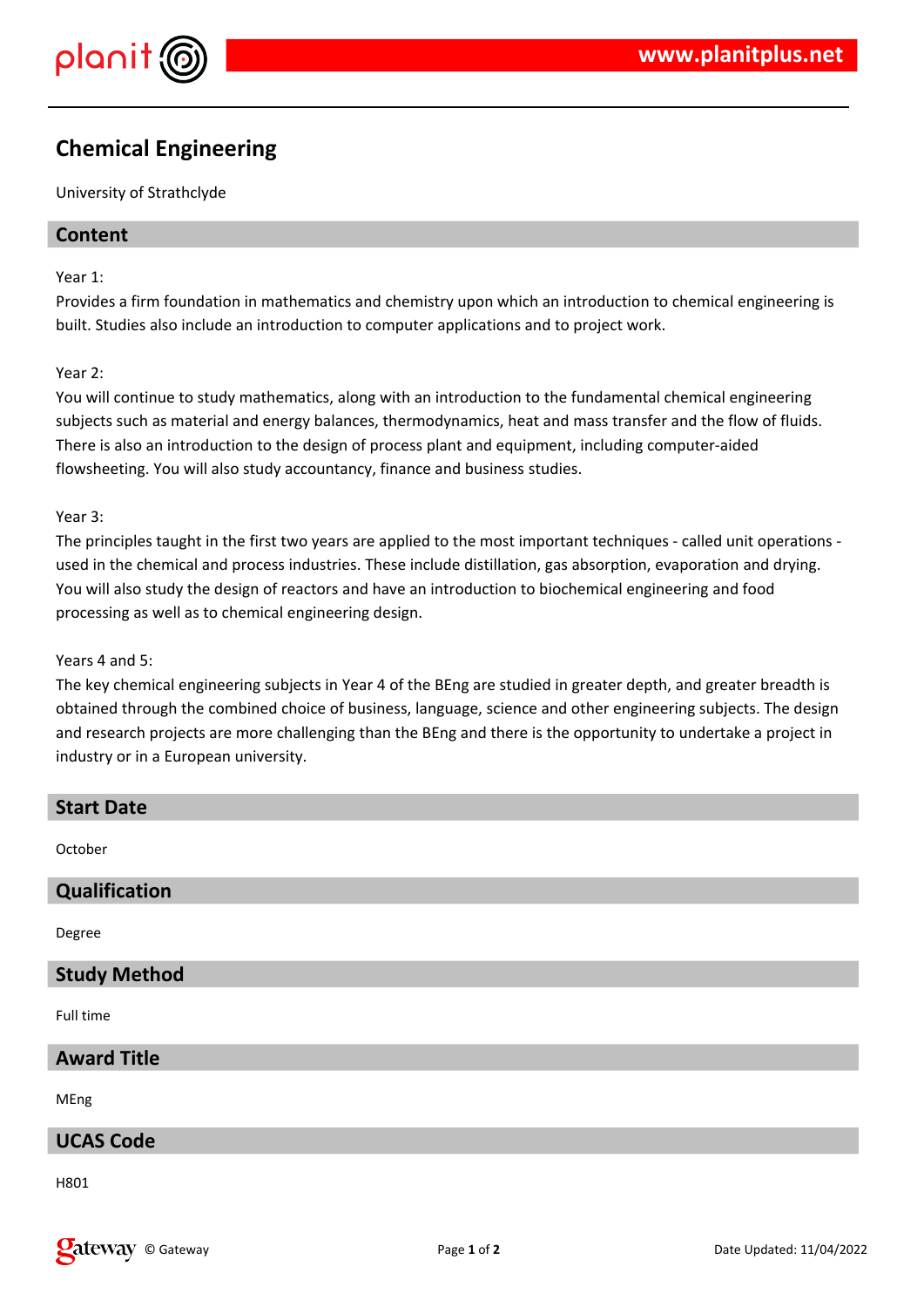# Chemical Engineering

University of Strathclyde

## Content

Year 1:
Provides a firm foundation in mathematics and chemistry upon which an introduction to chemical engineering is built. Studies also include an introduction to computer applications and to project work.

Year 2:
You will continue to study mathematics, along with an introduction to the fundamental chemical engineering subjects such as material and energy balances, thermodynamics, heat and mass transfer and the flow of fluids. There is also an introduction to the design of process plant and equipment, including computer-aided flowsheeting. You will also study accountancy, finance and business studies.

Year 3:
The principles taught in the first two years are applied to the most important techniques - called unit operations - used in the chemical and process industries. These include distillation, gas absorption, evaporation and drying. You will also study the design of reactors and have an introduction to biochemical engineering and food processing as well as to chemical engineering design.

Years 4 and 5:
The key chemical engineering subjects in Year 4 of the BEng are studied in greater depth, and greater breadth is obtained through the combined choice of business, language, science and other engineering subjects. The design and research projects are more challenging than the BEng and there is the opportunity to undertake a project in industry or in a European university.

## Start Date

October

## Qualification

Degree

## Study Method

Full time

## Award Title

MEng

## UCAS Code

H801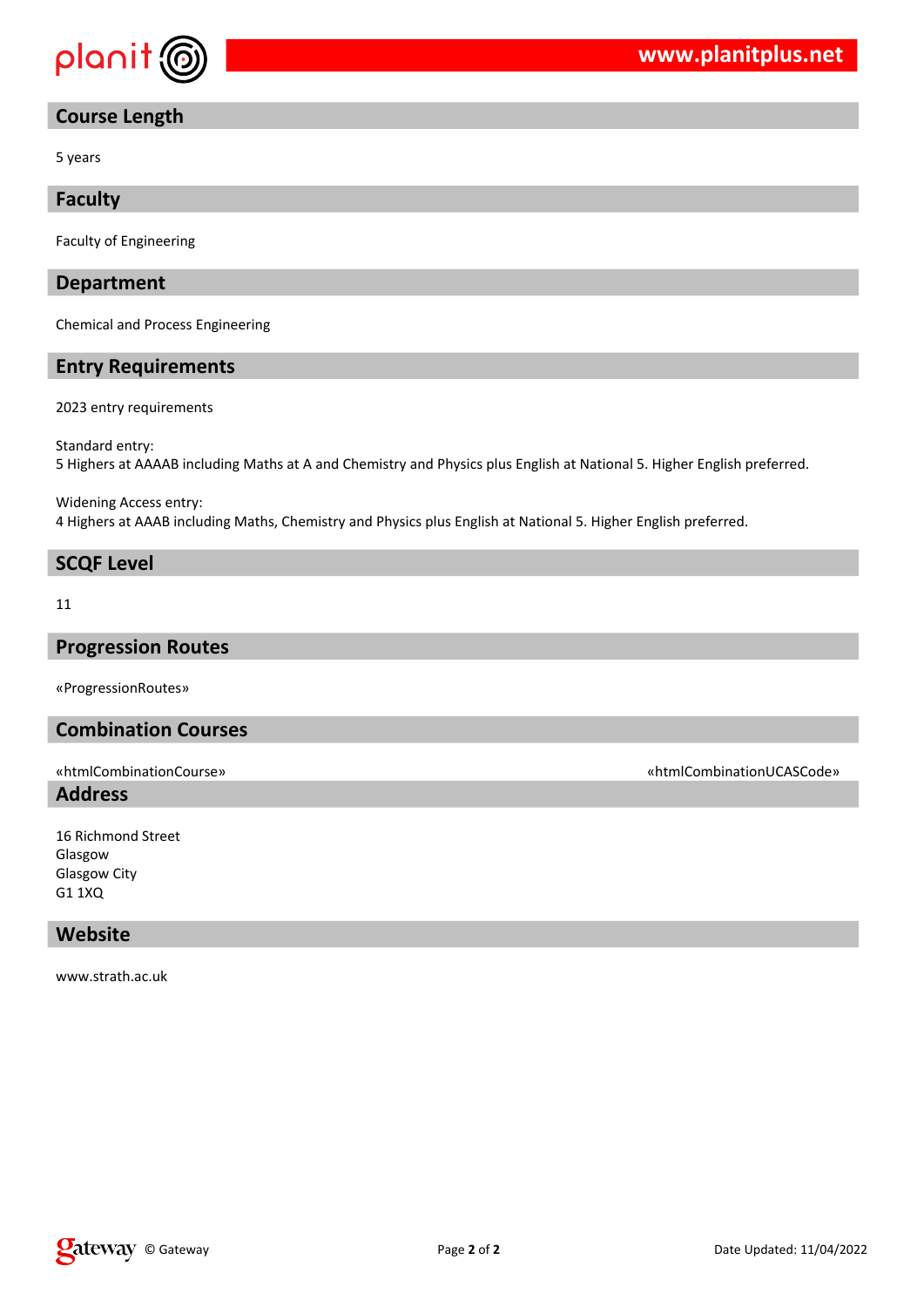## Course Length

5 years

## Faculty

Faculty of Engineering

## Department

Chemical and Process Engineering

## Entry Requirements

2023 entry requirements

Standard entry:
5 Highers at AAAAB including Maths at A and Chemistry and Physics plus English at National 5. Higher English preferred.

Widening Access entry:
4 Highers at AAAB including Maths, Chemistry and Physics plus English at National 5. Higher English preferred.

## SCQF Level

11

## Progression Routes

«ProgressionRoutes»

## Combination Courses

«htmlCombinationCourse» «htmlCombinationUCASCode»

## Address

16 Richmond Street
Glasgow
Glasgow City
G1 1XQ

## Website

www.strath.ac.uk